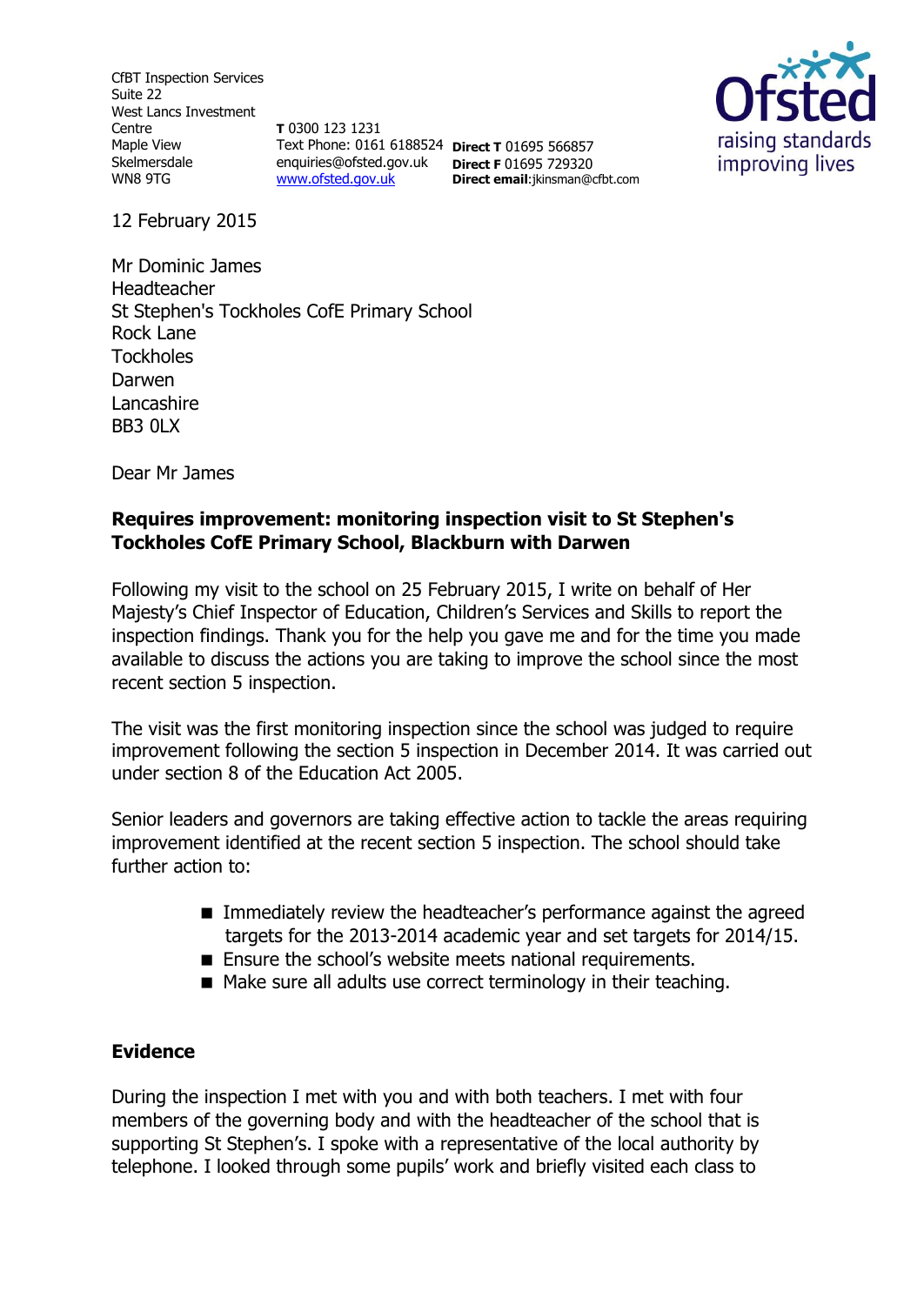CfBT Inspection Services
Suite 22
West Lancs Investment Centre
Maple View
Skelmersdale
WN8 9TG

**T** 0300 123 1231
Text Phone: 0161 6188524
enquiries@ofsted.gov.uk
www.ofsted.gov.uk

**Direct T** 01695 566857
**Direct F** 01695 729320
**Direct email**:jkinsman@cfbt.com

12 February 2015

Mr Dominic James
Headteacher
St Stephen's Tockholes CofE Primary School
Rock Lane
Tockholes
Darwen
Lancashire
BB3 0LX

Dear Mr James

**Requires improvement: monitoring inspection visit to St Stephen's Tockholes CofE Primary School, Blackburn with Darwen**

Following my visit to the school on 25 February 2015, I write on behalf of Her Majesty's Chief Inspector of Education, Children's Services and Skills to report the inspection findings. Thank you for the help you gave me and for the time you made available to discuss the actions you are taking to improve the school since the most recent section 5 inspection.

The visit was the first monitoring inspection since the school was judged to require improvement following the section 5 inspection in December 2014. It was carried out under section 8 of the Education Act 2005.

Senior leaders and governors are taking effective action to tackle the areas requiring improvement identified at the recent section 5 inspection. The school should take further action to:

- Immediately review the headteacher's performance against the agreed targets for the 2013-2014 academic year and set targets for 2014/15.
- Ensure the school's website meets national requirements.
- Make sure all adults use correct terminology in their teaching.

## Evidence

During the inspection I met with you and with both teachers. I met with four members of the governing body and with the headteacher of the school that is supporting St Stephen's. I spoke with a representative of the local authority by telephone. I looked through some pupils' work and briefly visited each class to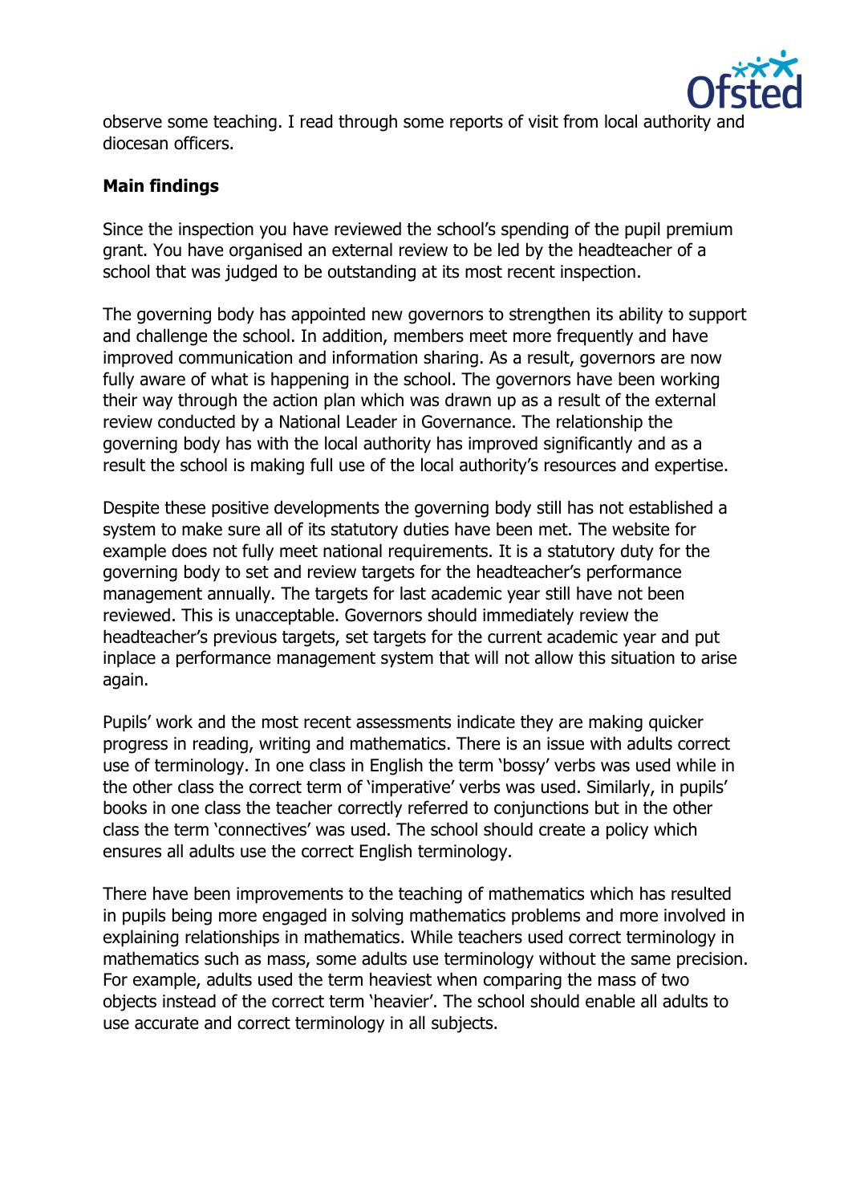observe some teaching. I read through some reports of visit from local authority and diocesan officers.

**Main findings**

Since the inspection you have reviewed the school's spending of the pupil premium grant. You have organised an external review to be led by the headteacher of a school that was judged to be outstanding at its most recent inspection.

The governing body has appointed new governors to strengthen its ability to support and challenge the school. In addition, members meet more frequently and have improved communication and information sharing. As a result, governors are now fully aware of what is happening in the school. The governors have been working their way through the action plan which was drawn up as a result of the external review conducted by a National Leader in Governance. The relationship the governing body has with the local authority has improved significantly and as a result the school is making full use of the local authority's resources and expertise.

Despite these positive developments the governing body still has not established a system to make sure all of its statutory duties have been met. The website for example does not fully meet national requirements. It is a statutory duty for the governing body to set and review targets for the headteacher's performance management annually. The targets for last academic year still have not been reviewed. This is unacceptable. Governors should immediately review the headteacher's previous targets, set targets for the current academic year and put inplace a performance management system that will not allow this situation to arise again.

Pupils' work and the most recent assessments indicate they are making quicker progress in reading, writing and mathematics. There is an issue with adults correct use of terminology. In one class in English the term 'bossy' verbs was used while in the other class the correct term of 'imperative' verbs was used. Similarly, in pupils' books in one class the teacher correctly referred to conjunctions but in the other class the term 'connectives' was used. The school should create a policy which ensures all adults use the correct English terminology.

There have been improvements to the teaching of mathematics which has resulted in pupils being more engaged in solving mathematics problems and more involved in explaining relationships in mathematics. While teachers used correct terminology in mathematics such as mass, some adults use terminology without the same precision. For example, adults used the term heaviest when comparing the mass of two objects instead of the correct term 'heavier'. The school should enable all adults to use accurate and correct terminology in all subjects.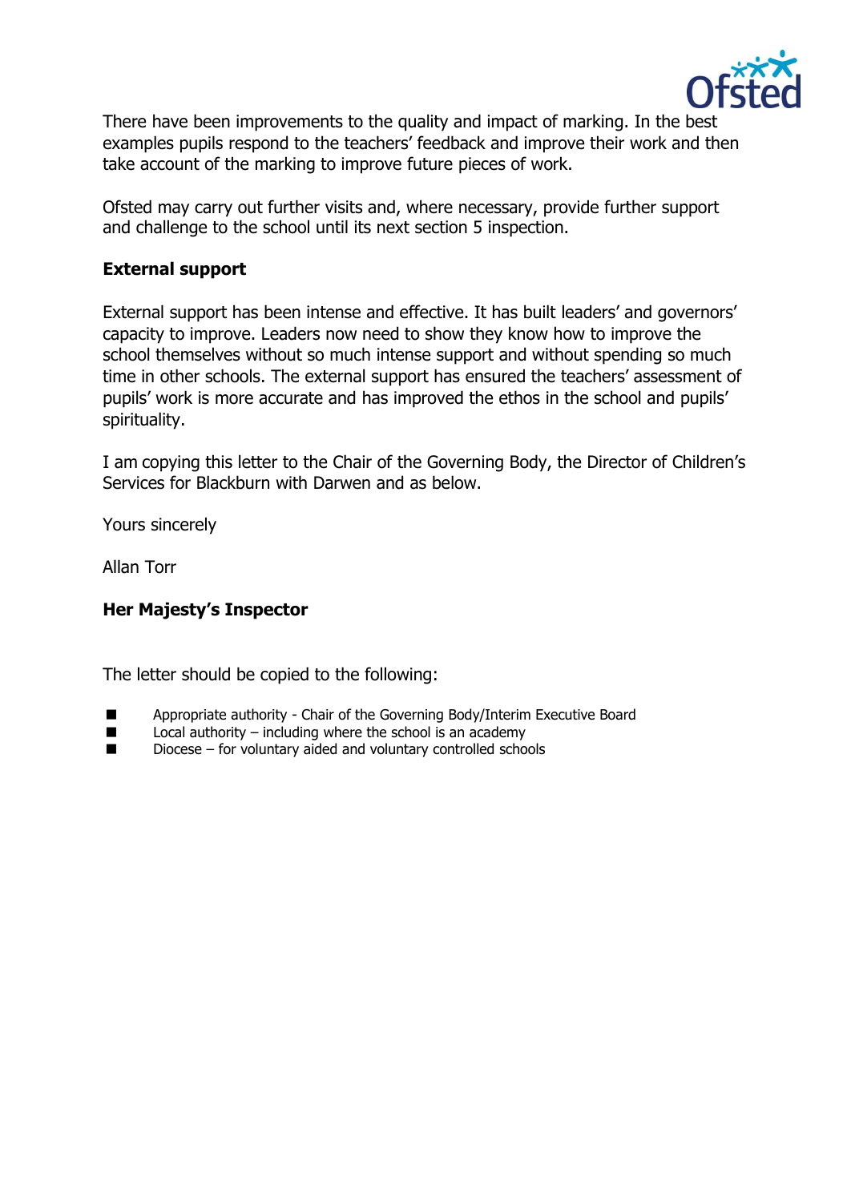There have been improvements to the quality and impact of marking. In the best examples pupils respond to the teachers' feedback and improve their work and then take account of the marking to improve future pieces of work.

Ofsted may carry out further visits and, where necessary, provide further support and challenge to the school until its next section 5 inspection.

**External support**

External support has been intense and effective. It has built leaders' and governors' capacity to improve. Leaders now need to show they know how to improve the school themselves without so much intense support and without spending so much time in other schools. The external support has ensured the teachers' assessment of pupils' work is more accurate and has improved the ethos in the school and pupils' spirituality.

I am copying this letter to the Chair of the Governing Body, the Director of Children's Services for Blackburn with Darwen and as below.

Yours sincerely

Allan Torr

**Her Majesty's Inspector**

The letter should be copied to the following:

- Appropriate authority - Chair of the Governing Body/Interim Executive Board
- Local authority – including where the school is an academy
- Diocese – for voluntary aided and voluntary controlled schools